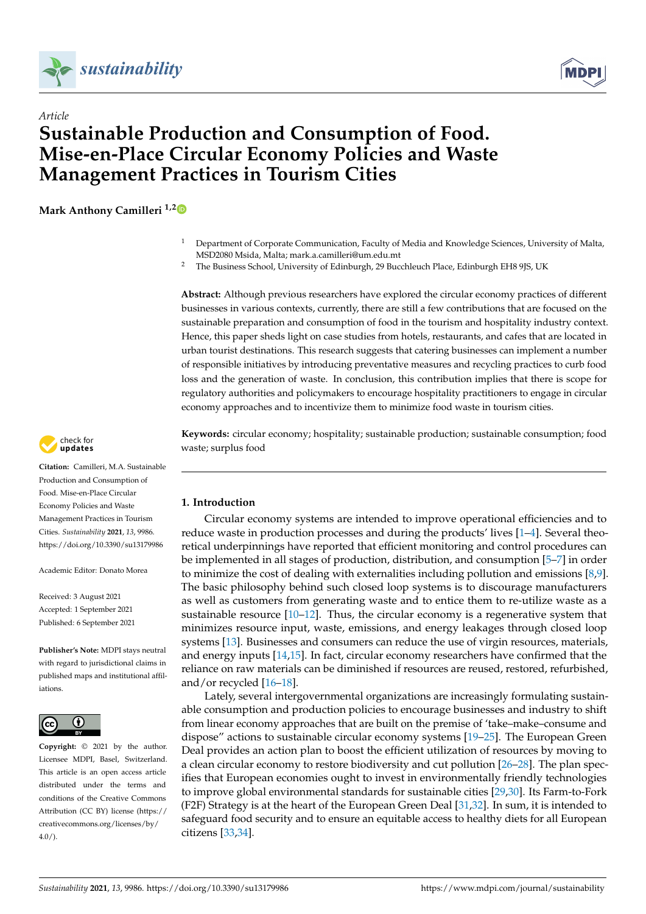*Article*

# Sustainable Production and Consumption of Food. Mise-en-Place Circular Economy Policies and Waste Management Practices in Tourism Cities

**Mark Anthony Camilleri** [1,2]

[1] Department of Corporate Communication, Faculty of Media and Knowledge Sciences, University of Malta, MSD2080 Msida, Malta; mark.a.camilleri@um.edu.mt

[2] The Business School, University of Edinburgh, 29 Bucchleuch Place, Edinburgh EH8 9JS, UK

**Abstract:** Although previous researchers have explored the circular economy practices of different businesses in various contexts, currently, there are still a few contributions that are focused on the sustainable preparation and consumption of food in the tourism and hospitality industry context. Hence, this paper sheds light on case studies from hotels, restaurants, and cafes that are located in urban tourist destinations. This research suggests that catering businesses can implement a number of responsible initiatives by introducing preventative measures and recycling practices to curb food loss and the generation of waste. In conclusion, this contribution implies that there is scope for regulatory authorities and policymakers to encourage hospitality practitioners to engage in circular economy approaches and to incentivize them to minimize food waste in tourism cities.

**Keywords:** circular economy; hospitality; sustainable production; sustainable consumption; food waste; surplus food

**Citation:** Camilleri, M.A. Sustainable Production and Consumption of Food. Mise-en-Place Circular Economy Policies and Waste Management Practices in Tourism Cities. *Sustainability* **2021**, *13*, 9986. https://doi.org/10.3390/su13179986

Academic Editor: Donato Morea

Received: 3 August 2021
Accepted: 1 September 2021
Published: 6 September 2021

**Publisher's Note:** MDPI stays neutral with regard to jurisdictional claims in published maps and institutional affiliations.

**Copyright:** © 2021 by the author. Licensee MDPI, Basel, Switzerland. This article is an open access article distributed under the terms and conditions of the Creative Commons Attribution (CC BY) license (https://creativecommons.org/licenses/by/4.0/).

## 1. Introduction

Circular economy systems are intended to improve operational efficiencies and to reduce waste in production processes and during the products' lives [1–4]. Several theoretical underpinnings have reported that efficient monitoring and control procedures can be implemented in all stages of production, distribution, and consumption [5–7] in order to minimize the cost of dealing with externalities including pollution and emissions [8,9]. The basic philosophy behind such closed loop systems is to discourage manufacturers as well as customers from generating waste and to entice them to re-utilize waste as a sustainable resource [10–12]. Thus, the circular economy is a regenerative system that minimizes resource input, waste, emissions, and energy leakages through closed loop systems [13]. Businesses and consumers can reduce the use of virgin resources, materials, and energy inputs [14,15]. In fact, circular economy researchers have confirmed that the reliance on raw materials can be diminished if resources are reused, restored, refurbished, and/or recycled [16–18].

Lately, several intergovernmental organizations are increasingly formulating sustainable consumption and production policies to encourage businesses and industry to shift from linear economy approaches that are built on the premise of 'take–make–consume and dispose" actions to sustainable circular economy systems [19–25]. The European Green Deal provides an action plan to boost the efficient utilization of resources by moving to a clean circular economy to restore biodiversity and cut pollution [26–28]. The plan specifies that European economies ought to invest in environmentally friendly technologies to improve global environmental standards for sustainable cities [29,30]. Its Farm-to-Fork (F2F) Strategy is at the heart of the European Green Deal [31,32]. In sum, it is intended to safeguard food security and to ensure an equitable access to healthy diets for all European citizens [33,34].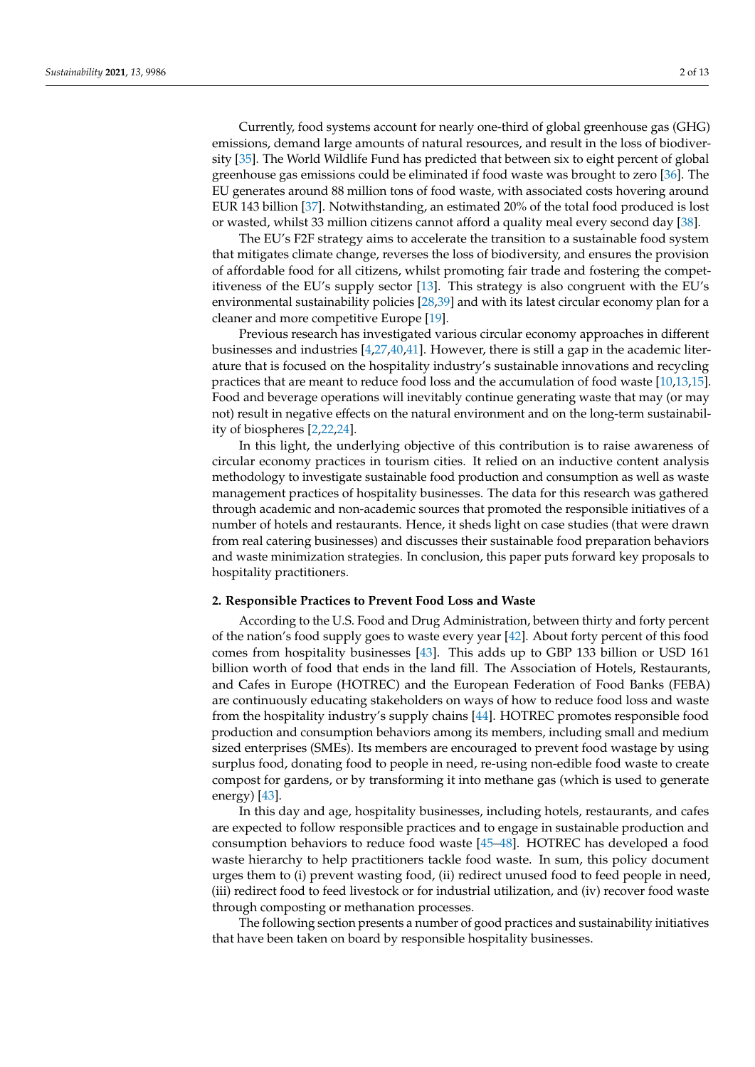Currently, food systems account for nearly one-third of global greenhouse gas (GHG) emissions, demand large amounts of natural resources, and result in the loss of biodiversity [35]. The World Wildlife Fund has predicted that between six to eight percent of global greenhouse gas emissions could be eliminated if food waste was brought to zero [36]. The EU generates around 88 million tons of food waste, with associated costs hovering around EUR 143 billion [37]. Notwithstanding, an estimated 20% of the total food produced is lost or wasted, whilst 33 million citizens cannot afford a quality meal every second day [38].

The EU's F2F strategy aims to accelerate the transition to a sustainable food system that mitigates climate change, reverses the loss of biodiversity, and ensures the provision of affordable food for all citizens, whilst promoting fair trade and fostering the competitiveness of the EU's supply sector [13]. This strategy is also congruent with the EU's environmental sustainability policies [28,39] and with its latest circular economy plan for a cleaner and more competitive Europe [19].

Previous research has investigated various circular economy approaches in different businesses and industries [4,27,40,41]. However, there is still a gap in the academic literature that is focused on the hospitality industry's sustainable innovations and recycling practices that are meant to reduce food loss and the accumulation of food waste [10,13,15]. Food and beverage operations will inevitably continue generating waste that may (or may not) result in negative effects on the natural environment and on the long-term sustainability of biospheres [2,22,24].

In this light, the underlying objective of this contribution is to raise awareness of circular economy practices in tourism cities. It relied on an inductive content analysis methodology to investigate sustainable food production and consumption as well as waste management practices of hospitality businesses. The data for this research was gathered through academic and non-academic sources that promoted the responsible initiatives of a number of hotels and restaurants. Hence, it sheds light on case studies (that were drawn from real catering businesses) and discusses their sustainable food preparation behaviors and waste minimization strategies. In conclusion, this paper puts forward key proposals to hospitality practitioners.

## 2. Responsible Practices to Prevent Food Loss and Waste

According to the U.S. Food and Drug Administration, between thirty and forty percent of the nation's food supply goes to waste every year [42]. About forty percent of this food comes from hospitality businesses [43]. This adds up to GBP 133 billion or USD 161 billion worth of food that ends in the land fill. The Association of Hotels, Restaurants, and Cafes in Europe (HOTREC) and the European Federation of Food Banks (FEBA) are continuously educating stakeholders on ways of how to reduce food loss and waste from the hospitality industry's supply chains [44]. HOTREC promotes responsible food production and consumption behaviors among its members, including small and medium sized enterprises (SMEs). Its members are encouraged to prevent food wastage by using surplus food, donating food to people in need, re-using non-edible food waste to create compost for gardens, or by transforming it into methane gas (which is used to generate energy) [43].

In this day and age, hospitality businesses, including hotels, restaurants, and cafes are expected to follow responsible practices and to engage in sustainable production and consumption behaviors to reduce food waste [45–48]. HOTREC has developed a food waste hierarchy to help practitioners tackle food waste. In sum, this policy document urges them to (i) prevent wasting food, (ii) redirect unused food to feed people in need, (iii) redirect food to feed livestock or for industrial utilization, and (iv) recover food waste through composting or methanation processes.

The following section presents a number of good practices and sustainability initiatives that have been taken on board by responsible hospitality businesses.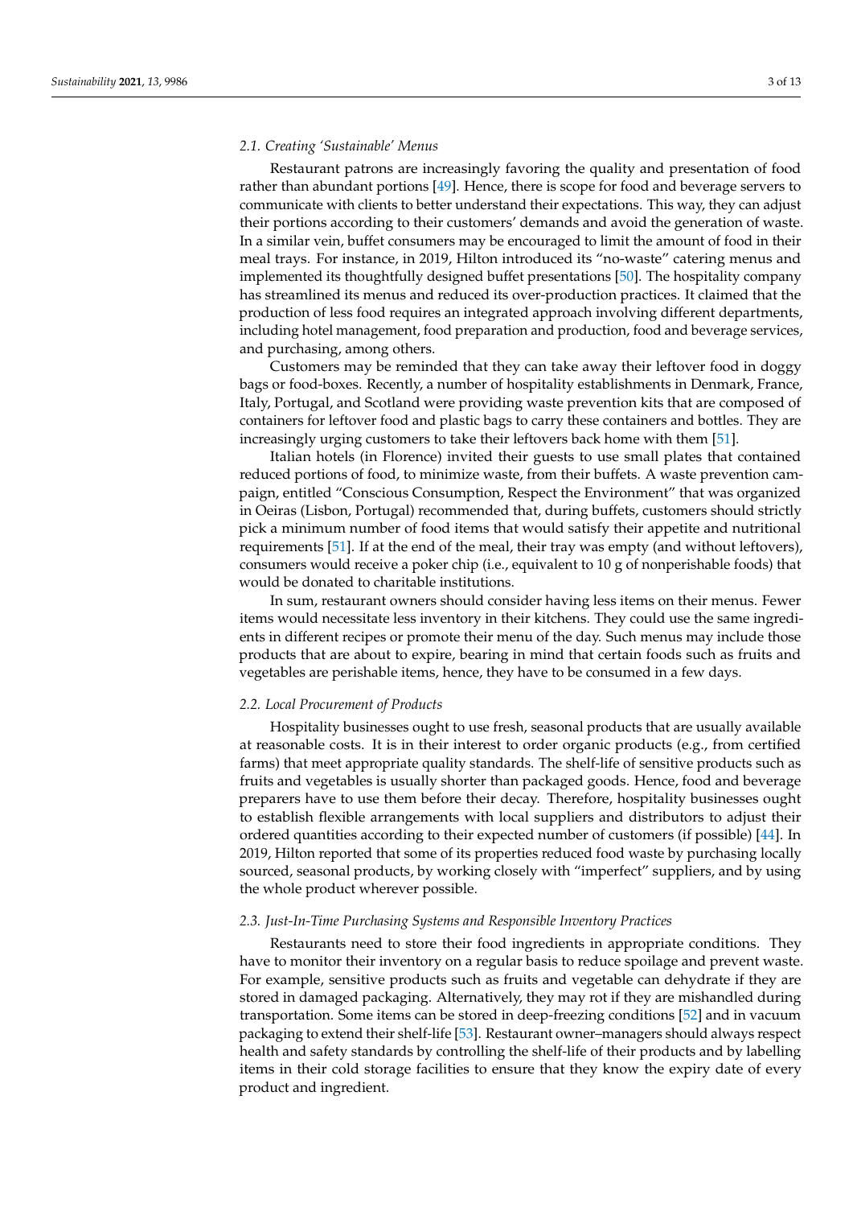### 2.1. Creating 'Sustainable' Menus

Restaurant patrons are increasingly favoring the quality and presentation of food rather than abundant portions [49]. Hence, there is scope for food and beverage servers to communicate with clients to better understand their expectations. This way, they can adjust their portions according to their customers' demands and avoid the generation of waste. In a similar vein, buffet consumers may be encouraged to limit the amount of food in their meal trays. For instance, in 2019, Hilton introduced its "no-waste" catering menus and implemented its thoughtfully designed buffet presentations [50]. The hospitality company has streamlined its menus and reduced its over-production practices. It claimed that the production of less food requires an integrated approach involving different departments, including hotel management, food preparation and production, food and beverage services, and purchasing, among others.

Customers may be reminded that they can take away their leftover food in doggy bags or food-boxes. Recently, a number of hospitality establishments in Denmark, France, Italy, Portugal, and Scotland were providing waste prevention kits that are composed of containers for leftover food and plastic bags to carry these containers and bottles. They are increasingly urging customers to take their leftovers back home with them [51].

Italian hotels (in Florence) invited their guests to use small plates that contained reduced portions of food, to minimize waste, from their buffets. A waste prevention campaign, entitled "Conscious Consumption, Respect the Environment" that was organized in Oeiras (Lisbon, Portugal) recommended that, during buffets, customers should strictly pick a minimum number of food items that would satisfy their appetite and nutritional requirements [51]. If at the end of the meal, their tray was empty (and without leftovers), consumers would receive a poker chip (i.e., equivalent to 10 g of nonperishable foods) that would be donated to charitable institutions.

In sum, restaurant owners should consider having less items on their menus. Fewer items would necessitate less inventory in their kitchens. They could use the same ingredients in different recipes or promote their menu of the day. Such menus may include those products that are about to expire, bearing in mind that certain foods such as fruits and vegetables are perishable items, hence, they have to be consumed in a few days.

### 2.2. Local Procurement of Products

Hospitality businesses ought to use fresh, seasonal products that are usually available at reasonable costs. It is in their interest to order organic products (e.g., from certified farms) that meet appropriate quality standards. The shelf-life of sensitive products such as fruits and vegetables is usually shorter than packaged goods. Hence, food and beverage preparers have to use them before their decay. Therefore, hospitality businesses ought to establish flexible arrangements with local suppliers and distributors to adjust their ordered quantities according to their expected number of customers (if possible) [44]. In 2019, Hilton reported that some of its properties reduced food waste by purchasing locally sourced, seasonal products, by working closely with "imperfect" suppliers, and by using the whole product wherever possible.

### 2.3. Just-In-Time Purchasing Systems and Responsible Inventory Practices

Restaurants need to store their food ingredients in appropriate conditions. They have to monitor their inventory on a regular basis to reduce spoilage and prevent waste. For example, sensitive products such as fruits and vegetable can dehydrate if they are stored in damaged packaging. Alternatively, they may rot if they are mishandled during transportation. Some items can be stored in deep-freezing conditions [52] and in vacuum packaging to extend their shelf-life [53]. Restaurant owner–managers should always respect health and safety standards by controlling the shelf-life of their products and by labelling items in their cold storage facilities to ensure that they know the expiry date of every product and ingredient.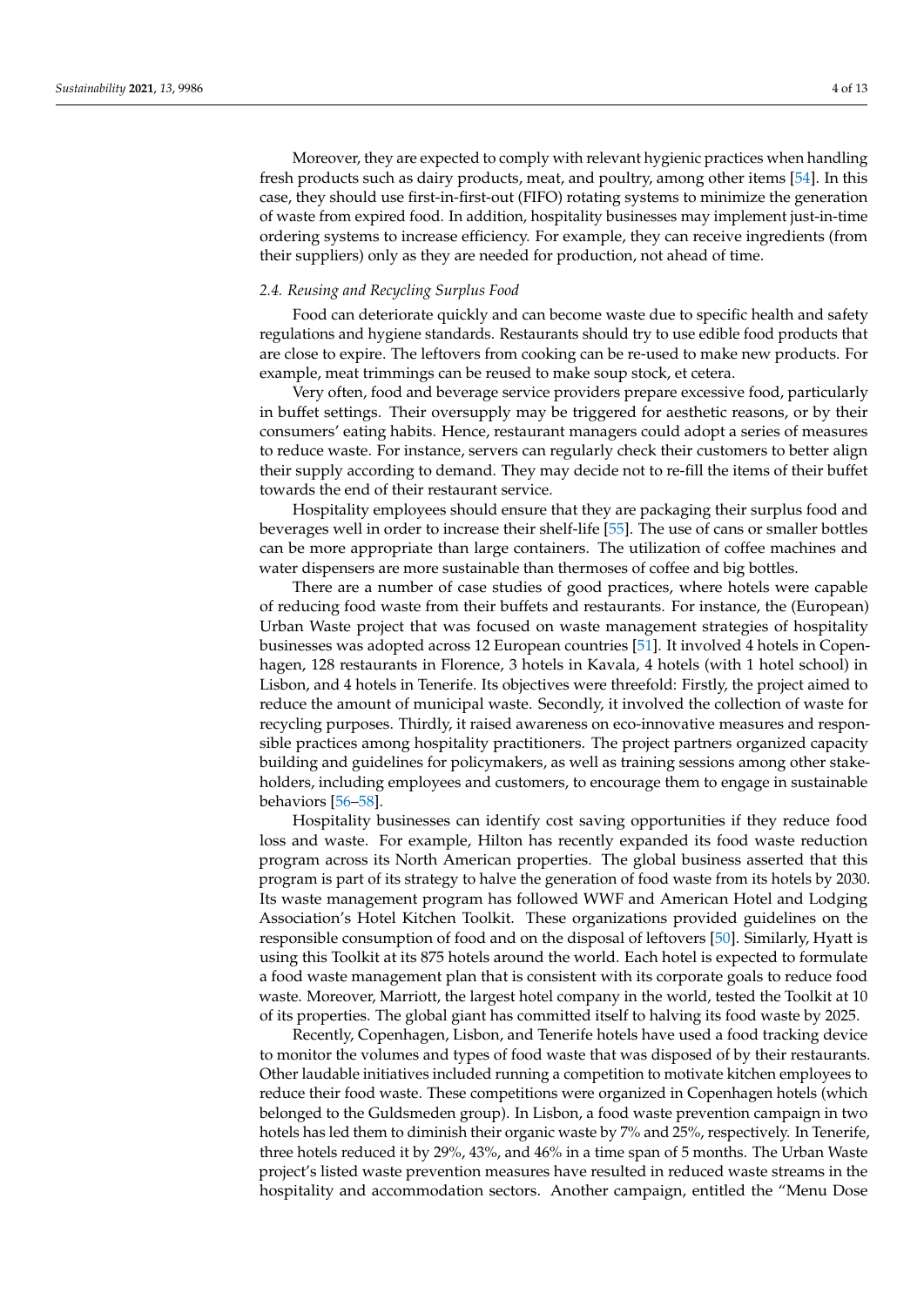Moreover, they are expected to comply with relevant hygienic practices when handling fresh products such as dairy products, meat, and poultry, among other items [54]. In this case, they should use first-in-first-out (FIFO) rotating systems to minimize the generation of waste from expired food. In addition, hospitality businesses may implement just-in-time ordering systems to increase efficiency. For example, they can receive ingredients (from their suppliers) only as they are needed for production, not ahead of time.

### *2.4. Reusing and Recycling Surplus Food*

Food can deteriorate quickly and can become waste due to specific health and safety regulations and hygiene standards. Restaurants should try to use edible food products that are close to expire. The leftovers from cooking can be re-used to make new products. For example, meat trimmings can be reused to make soup stock, et cetera.

Very often, food and beverage service providers prepare excessive food, particularly in buffet settings. Their oversupply may be triggered for aesthetic reasons, or by their consumers' eating habits. Hence, restaurant managers could adopt a series of measures to reduce waste. For instance, servers can regularly check their customers to better align their supply according to demand. They may decide not to re-fill the items of their buffet towards the end of their restaurant service.

Hospitality employees should ensure that they are packaging their surplus food and beverages well in order to increase their shelf-life [55]. The use of cans or smaller bottles can be more appropriate than large containers. The utilization of coffee machines and water dispensers are more sustainable than thermoses of coffee and big bottles.

There are a number of case studies of good practices, where hotels were capable of reducing food waste from their buffets and restaurants. For instance, the (European) Urban Waste project that was focused on waste management strategies of hospitality businesses was adopted across 12 European countries [51]. It involved 4 hotels in Copenhagen, 128 restaurants in Florence, 3 hotels in Kavala, 4 hotels (with 1 hotel school) in Lisbon, and 4 hotels in Tenerife. Its objectives were threefold: Firstly, the project aimed to reduce the amount of municipal waste. Secondly, it involved the collection of waste for recycling purposes. Thirdly, it raised awareness on eco-innovative measures and responsible practices among hospitality practitioners. The project partners organized capacity building and guidelines for policymakers, as well as training sessions among other stakeholders, including employees and customers, to encourage them to engage in sustainable behaviors [56–58].

Hospitality businesses can identify cost saving opportunities if they reduce food loss and waste. For example, Hilton has recently expanded its food waste reduction program across its North American properties. The global business asserted that this program is part of its strategy to halve the generation of food waste from its hotels by 2030. Its waste management program has followed WWF and American Hotel and Lodging Association's Hotel Kitchen Toolkit. These organizations provided guidelines on the responsible consumption of food and on the disposal of leftovers [50]. Similarly, Hyatt is using this Toolkit at its 875 hotels around the world. Each hotel is expected to formulate a food waste management plan that is consistent with its corporate goals to reduce food waste. Moreover, Marriott, the largest hotel company in the world, tested the Toolkit at 10 of its properties. The global giant has committed itself to halving its food waste by 2025.

Recently, Copenhagen, Lisbon, and Tenerife hotels have used a food tracking device to monitor the volumes and types of food waste that was disposed of by their restaurants. Other laudable initiatives included running a competition to motivate kitchen employees to reduce their food waste. These competitions were organized in Copenhagen hotels (which belonged to the Guldsmeden group). In Lisbon, a food waste prevention campaign in two hotels has led them to diminish their organic waste by 7% and 25%, respectively. In Tenerife, three hotels reduced it by 29%, 43%, and 46% in a time span of 5 months. The Urban Waste project's listed waste prevention measures have resulted in reduced waste streams in the hospitality and accommodation sectors. Another campaign, entitled the "Menu Dose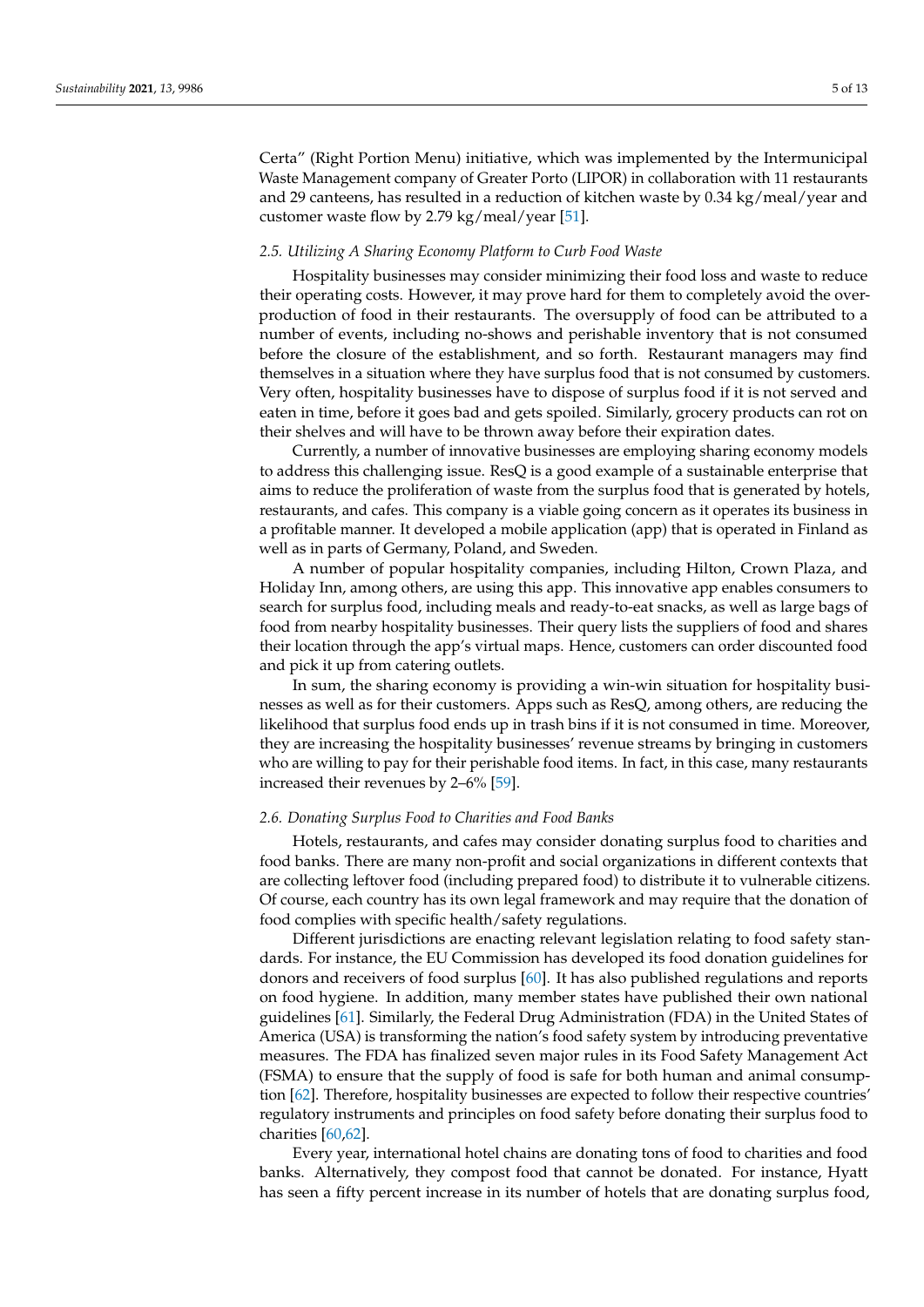Certa" (Right Portion Menu) initiative, which was implemented by the Intermunicipal Waste Management company of Greater Porto (LIPOR) in collaboration with 11 restaurants and 29 canteens, has resulted in a reduction of kitchen waste by 0.34 kg/meal/year and customer waste flow by 2.79 kg/meal/year [51].

### 2.5. Utilizing A Sharing Economy Platform to Curb Food Waste

Hospitality businesses may consider minimizing their food loss and waste to reduce their operating costs. However, it may prove hard for them to completely avoid the over-production of food in their restaurants. The oversupply of food can be attributed to a number of events, including no-shows and perishable inventory that is not consumed before the closure of the establishment, and so forth. Restaurant managers may find themselves in a situation where they have surplus food that is not consumed by customers. Very often, hospitality businesses have to dispose of surplus food if it is not served and eaten in time, before it goes bad and gets spoiled. Similarly, grocery products can rot on their shelves and will have to be thrown away before their expiration dates.

Currently, a number of innovative businesses are employing sharing economy models to address this challenging issue. ResQ is a good example of a sustainable enterprise that aims to reduce the proliferation of waste from the surplus food that is generated by hotels, restaurants, and cafes. This company is a viable going concern as it operates its business in a profitable manner. It developed a mobile application (app) that is operated in Finland as well as in parts of Germany, Poland, and Sweden.

A number of popular hospitality companies, including Hilton, Crown Plaza, and Holiday Inn, among others, are using this app. This innovative app enables consumers to search for surplus food, including meals and ready-to-eat snacks, as well as large bags of food from nearby hospitality businesses. Their query lists the suppliers of food and shares their location through the app's virtual maps. Hence, customers can order discounted food and pick it up from catering outlets.

In sum, the sharing economy is providing a win-win situation for hospitality businesses as well as for their customers. Apps such as ResQ, among others, are reducing the likelihood that surplus food ends up in trash bins if it is not consumed in time. Moreover, they are increasing the hospitality businesses' revenue streams by bringing in customers who are willing to pay for their perishable food items. In fact, in this case, many restaurants increased their revenues by 2–6% [59].

### 2.6. Donating Surplus Food to Charities and Food Banks

Hotels, restaurants, and cafes may consider donating surplus food to charities and food banks. There are many non-profit and social organizations in different contexts that are collecting leftover food (including prepared food) to distribute it to vulnerable citizens. Of course, each country has its own legal framework and may require that the donation of food complies with specific health/safety regulations.

Different jurisdictions are enacting relevant legislation relating to food safety standards. For instance, the EU Commission has developed its food donation guidelines for donors and receivers of food surplus [60]. It has also published regulations and reports on food hygiene. In addition, many member states have published their own national guidelines [61]. Similarly, the Federal Drug Administration (FDA) in the United States of America (USA) is transforming the nation's food safety system by introducing preventative measures. The FDA has finalized seven major rules in its Food Safety Management Act (FSMA) to ensure that the supply of food is safe for both human and animal consumption [62]. Therefore, hospitality businesses are expected to follow their respective countries' regulatory instruments and principles on food safety before donating their surplus food to charities [60,62].

Every year, international hotel chains are donating tons of food to charities and food banks. Alternatively, they compost food that cannot be donated. For instance, Hyatt has seen a fifty percent increase in its number of hotels that are donating surplus food,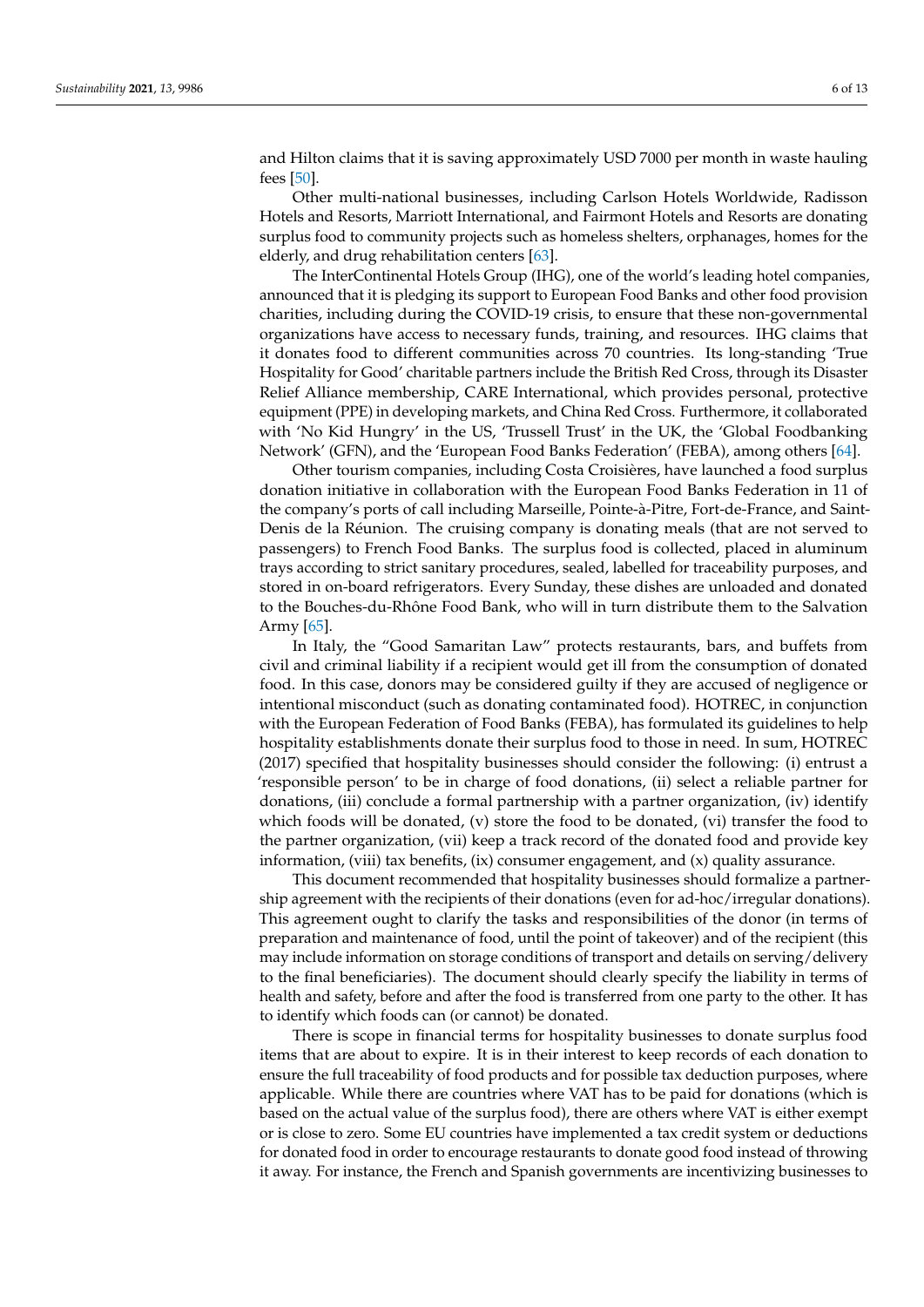and Hilton claims that it is saving approximately USD 7000 per month in waste hauling fees [50].

Other multi-national businesses, including Carlson Hotels Worldwide, Radisson Hotels and Resorts, Marriott International, and Fairmont Hotels and Resorts are donating surplus food to community projects such as homeless shelters, orphanages, homes for the elderly, and drug rehabilitation centers [63].

The InterContinental Hotels Group (IHG), one of the world's leading hotel companies, announced that it is pledging its support to European Food Banks and other food provision charities, including during the COVID-19 crisis, to ensure that these non-governmental organizations have access to necessary funds, training, and resources. IHG claims that it donates food to different communities across 70 countries. Its long-standing 'True Hospitality for Good' charitable partners include the British Red Cross, through its Disaster Relief Alliance membership, CARE International, which provides personal, protective equipment (PPE) in developing markets, and China Red Cross. Furthermore, it collaborated with 'No Kid Hungry' in the US, 'Trussell Trust' in the UK, the 'Global Foodbanking Network' (GFN), and the 'European Food Banks Federation' (FEBA), among others [64].

Other tourism companies, including Costa Croisières, have launched a food surplus donation initiative in collaboration with the European Food Banks Federation in 11 of the company's ports of call including Marseille, Pointe-à-Pitre, Fort-de-France, and Saint-Denis de la Réunion. The cruising company is donating meals (that are not served to passengers) to French Food Banks. The surplus food is collected, placed in aluminum trays according to strict sanitary procedures, sealed, labelled for traceability purposes, and stored in on-board refrigerators. Every Sunday, these dishes are unloaded and donated to the Bouches-du-Rhône Food Bank, who will in turn distribute them to the Salvation Army [65].

In Italy, the "Good Samaritan Law" protects restaurants, bars, and buffets from civil and criminal liability if a recipient would get ill from the consumption of donated food. In this case, donors may be considered guilty if they are accused of negligence or intentional misconduct (such as donating contaminated food). HOTREC, in conjunction with the European Federation of Food Banks (FEBA), has formulated its guidelines to help hospitality establishments donate their surplus food to those in need. In sum, HOTREC (2017) specified that hospitality businesses should consider the following: (i) entrust a 'responsible person' to be in charge of food donations, (ii) select a reliable partner for donations, (iii) conclude a formal partnership with a partner organization, (iv) identify which foods will be donated, (v) store the food to be donated, (vi) transfer the food to the partner organization, (vii) keep a track record of the donated food and provide key information, (viii) tax benefits, (ix) consumer engagement, and (x) quality assurance.

This document recommended that hospitality businesses should formalize a partnership agreement with the recipients of their donations (even for ad-hoc/irregular donations). This agreement ought to clarify the tasks and responsibilities of the donor (in terms of preparation and maintenance of food, until the point of takeover) and of the recipient (this may include information on storage conditions of transport and details on serving/delivery to the final beneficiaries). The document should clearly specify the liability in terms of health and safety, before and after the food is transferred from one party to the other. It has to identify which foods can (or cannot) be donated.

There is scope in financial terms for hospitality businesses to donate surplus food items that are about to expire. It is in their interest to keep records of each donation to ensure the full traceability of food products and for possible tax deduction purposes, where applicable. While there are countries where VAT has to be paid for donations (which is based on the actual value of the surplus food), there are others where VAT is either exempt or is close to zero. Some EU countries have implemented a tax credit system or deductions for donated food in order to encourage restaurants to donate good food instead of throwing it away. For instance, the French and Spanish governments are incentivizing businesses to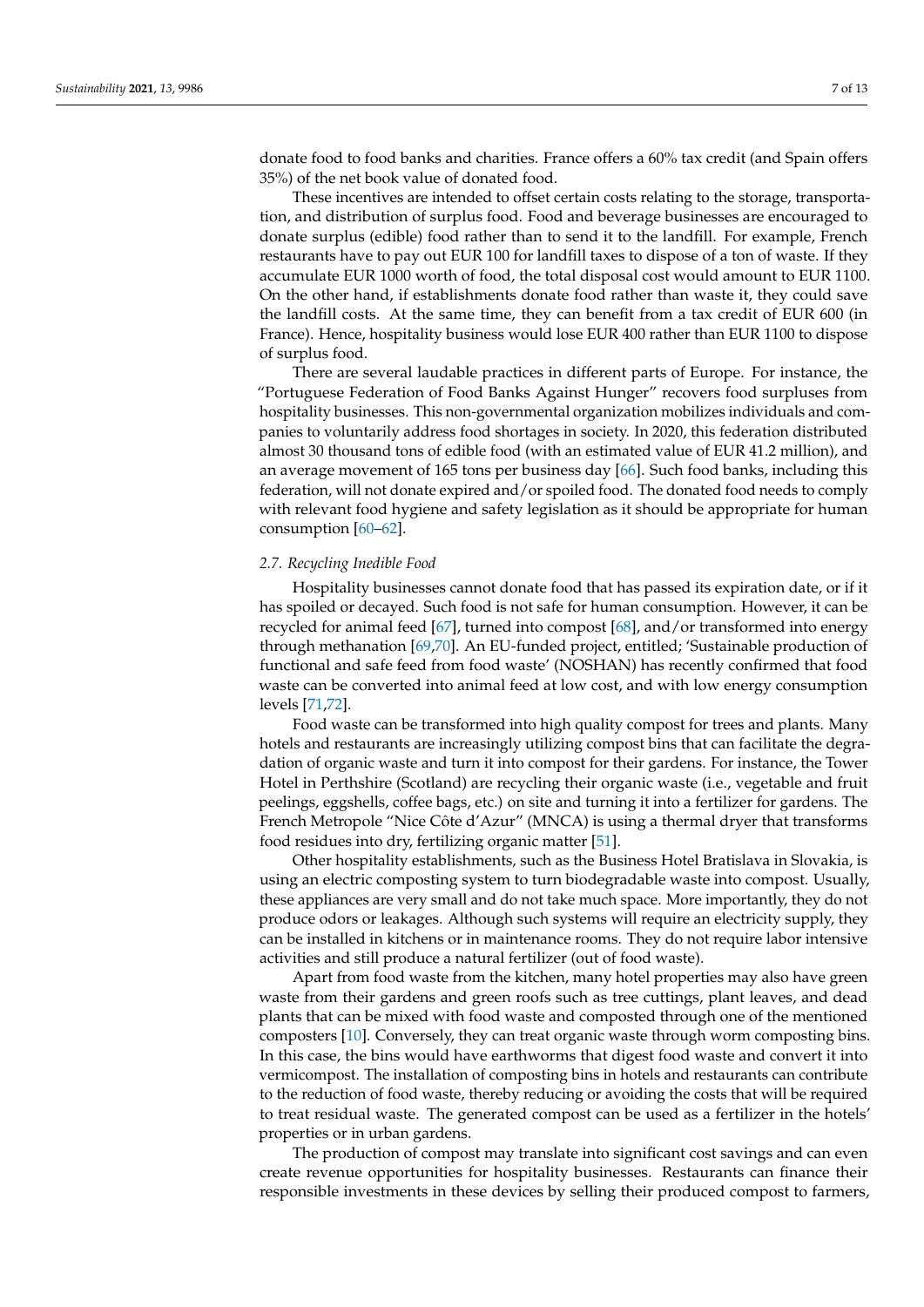donate food to food banks and charities. France offers a 60% tax credit (and Spain offers 35%) of the net book value of donated food.

These incentives are intended to offset certain costs relating to the storage, transportation, and distribution of surplus food. Food and beverage businesses are encouraged to donate surplus (edible) food rather than to send it to the landfill. For example, French restaurants have to pay out EUR 100 for landfill taxes to dispose of a ton of waste. If they accumulate EUR 1000 worth of food, the total disposal cost would amount to EUR 1100. On the other hand, if establishments donate food rather than waste it, they could save the landfill costs. At the same time, they can benefit from a tax credit of EUR 600 (in France). Hence, hospitality business would lose EUR 400 rather than EUR 1100 to dispose of surplus food.

There are several laudable practices in different parts of Europe. For instance, the "Portuguese Federation of Food Banks Against Hunger" recovers food surpluses from hospitality businesses. This non-governmental organization mobilizes individuals and companies to voluntarily address food shortages in society. In 2020, this federation distributed almost 30 thousand tons of edible food (with an estimated value of EUR 41.2 million), and an average movement of 165 tons per business day [66]. Such food banks, including this federation, will not donate expired and/or spoiled food. The donated food needs to comply with relevant food hygiene and safety legislation as it should be appropriate for human consumption [60–62].

### 2.7. Recycling Inedible Food

Hospitality businesses cannot donate food that has passed its expiration date, or if it has spoiled or decayed. Such food is not safe for human consumption. However, it can be recycled for animal feed [67], turned into compost [68], and/or transformed into energy through methanation [69,70]. An EU-funded project, entitled; 'Sustainable production of functional and safe feed from food waste' (NOSHAN) has recently confirmed that food waste can be converted into animal feed at low cost, and with low energy consumption levels [71,72].

Food waste can be transformed into high quality compost for trees and plants. Many hotels and restaurants are increasingly utilizing compost bins that can facilitate the degradation of organic waste and turn it into compost for their gardens. For instance, the Tower Hotel in Perthshire (Scotland) are recycling their organic waste (i.e., vegetable and fruit peelings, eggshells, coffee bags, etc.) on site and turning it into a fertilizer for gardens. The French Metropole "Nice Côte d'Azur" (MNCA) is using a thermal dryer that transforms food residues into dry, fertilizing organic matter [51].

Other hospitality establishments, such as the Business Hotel Bratislava in Slovakia, is using an electric composting system to turn biodegradable waste into compost. Usually, these appliances are very small and do not take much space. More importantly, they do not produce odors or leakages. Although such systems will require an electricity supply, they can be installed in kitchens or in maintenance rooms. They do not require labor intensive activities and still produce a natural fertilizer (out of food waste).

Apart from food waste from the kitchen, many hotel properties may also have green waste from their gardens and green roofs such as tree cuttings, plant leaves, and dead plants that can be mixed with food waste and composted through one of the mentioned composters [10]. Conversely, they can treat organic waste through worm composting bins. In this case, the bins would have earthworms that digest food waste and convert it into vermicompost. The installation of composting bins in hotels and restaurants can contribute to the reduction of food waste, thereby reducing or avoiding the costs that will be required to treat residual waste. The generated compost can be used as a fertilizer in the hotels' properties or in urban gardens.

The production of compost may translate into significant cost savings and can even create revenue opportunities for hospitality businesses. Restaurants can finance their responsible investments in these devices by selling their produced compost to farmers,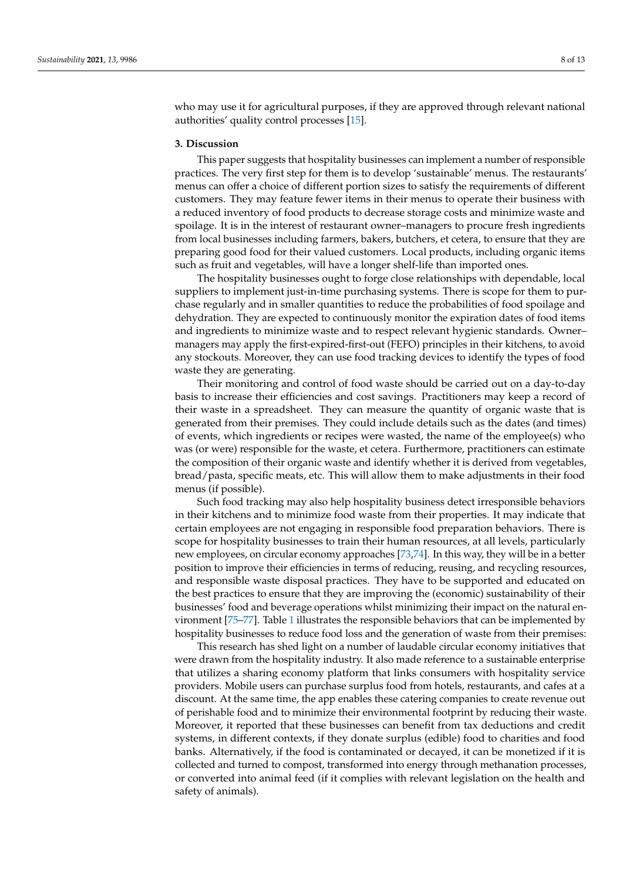who may use it for agricultural purposes, if they are approved through relevant national authorities' quality control processes [15].

## 3. Discussion

This paper suggests that hospitality businesses can implement a number of responsible practices. The very first step for them is to develop 'sustainable' menus. The restaurants' menus can offer a choice of different portion sizes to satisfy the requirements of different customers. They may feature fewer items in their menus to operate their business with a reduced inventory of food products to decrease storage costs and minimize waste and spoilage. It is in the interest of restaurant owner–managers to procure fresh ingredients from local businesses including farmers, bakers, butchers, et cetera, to ensure that they are preparing good food for their valued customers. Local products, including organic items such as fruit and vegetables, will have a longer shelf-life than imported ones.

The hospitality businesses ought to forge close relationships with dependable, local suppliers to implement just-in-time purchasing systems. There is scope for them to purchase regularly and in smaller quantities to reduce the probabilities of food spoilage and dehydration. They are expected to continuously monitor the expiration dates of food items and ingredients to minimize waste and to respect relevant hygienic standards. Owner–managers may apply the first-expired-first-out (FEFO) principles in their kitchens, to avoid any stockouts. Moreover, they can use food tracking devices to identify the types of food waste they are generating.

Their monitoring and control of food waste should be carried out on a day-to-day basis to increase their efficiencies and cost savings. Practitioners may keep a record of their waste in a spreadsheet. They can measure the quantity of organic waste that is generated from their premises. They could include details such as the dates (and times) of events, which ingredients or recipes were wasted, the name of the employee(s) who was (or were) responsible for the waste, et cetera. Furthermore, practitioners can estimate the composition of their organic waste and identify whether it is derived from vegetables, bread/pasta, specific meats, etc. This will allow them to make adjustments in their food menus (if possible).

Such food tracking may also help hospitality business detect irresponsible behaviors in their kitchens and to minimize food waste from their properties. It may indicate that certain employees are not engaging in responsible food preparation behaviors. There is scope for hospitality businesses to train their human resources, at all levels, particularly new employees, on circular economy approaches [73,74]. In this way, they will be in a better position to improve their efficiencies in terms of reducing, reusing, and recycling resources, and responsible waste disposal practices. They have to be supported and educated on the best practices to ensure that they are improving the (economic) sustainability of their businesses' food and beverage operations whilst minimizing their impact on the natural environment [75–77]. Table 1 illustrates the responsible behaviors that can be implemented by hospitality businesses to reduce food loss and the generation of waste from their premises:

This research has shed light on a number of laudable circular economy initiatives that were drawn from the hospitality industry. It also made reference to a sustainable enterprise that utilizes a sharing economy platform that links consumers with hospitality service providers. Mobile users can purchase surplus food from hotels, restaurants, and cafes at a discount. At the same time, the app enables these catering companies to create revenue out of perishable food and to minimize their environmental footprint by reducing their waste. Moreover, it reported that these businesses can benefit from tax deductions and credit systems, in different contexts, if they donate surplus (edible) food to charities and food banks. Alternatively, if the food is contaminated or decayed, it can be monetized if it is collected and turned to compost, transformed into energy through methanation processes, or converted into animal feed (if it complies with relevant legislation on the health and safety of animals).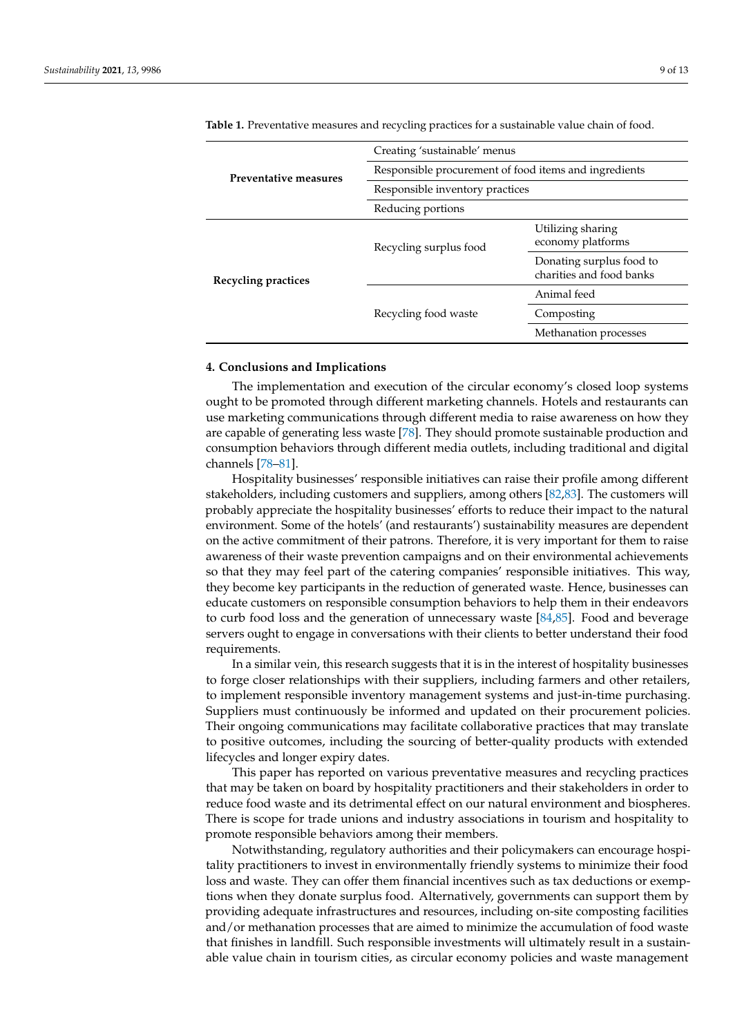**Table 1.** Preventative measures and recycling practices for a sustainable value chain of food.

| | | |
|---|---|---|
| **Preventative measures** | Creating 'sustainable' menus | |
| | Responsible procurement of food items and ingredients | |
| | Responsible inventory practices | |
| | Reducing portions | |
| **Recycling practices** | Recycling surplus food | Utilizing sharing economy platforms |
| | | Donating surplus food to charities and food banks |
| | Recycling food waste | Animal feed |
| | | Composting |
| | | Methanation processes |

## 4. Conclusions and Implications

The implementation and execution of the circular economy's closed loop systems ought to be promoted through different marketing channels. Hotels and restaurants can use marketing communications through different media to raise awareness on how they are capable of generating less waste [78]. They should promote sustainable production and consumption behaviors through different media outlets, including traditional and digital channels [78–81].

Hospitality businesses' responsible initiatives can raise their profile among different stakeholders, including customers and suppliers, among others [82,83]. The customers will probably appreciate the hospitality businesses' efforts to reduce their impact to the natural environment. Some of the hotels' (and restaurants') sustainability measures are dependent on the active commitment of their patrons. Therefore, it is very important for them to raise awareness of their waste prevention campaigns and on their environmental achievements so that they may feel part of the catering companies' responsible initiatives. This way, they become key participants in the reduction of generated waste. Hence, businesses can educate customers on responsible consumption behaviors to help them in their endeavors to curb food loss and the generation of unnecessary waste [84,85]. Food and beverage servers ought to engage in conversations with their clients to better understand their food requirements.

In a similar vein, this research suggests that it is in the interest of hospitality businesses to forge closer relationships with their suppliers, including farmers and other retailers, to implement responsible inventory management systems and just-in-time purchasing. Suppliers must continuously be informed and updated on their procurement policies. Their ongoing communications may facilitate collaborative practices that may translate to positive outcomes, including the sourcing of better-quality products with extended lifecycles and longer expiry dates.

This paper has reported on various preventative measures and recycling practices that may be taken on board by hospitality practitioners and their stakeholders in order to reduce food waste and its detrimental effect on our natural environment and biospheres. There is scope for trade unions and industry associations in tourism and hospitality to promote responsible behaviors among their members.

Notwithstanding, regulatory authorities and their policymakers can encourage hospitality practitioners to invest in environmentally friendly systems to minimize their food loss and waste. They can offer them financial incentives such as tax deductions or exemptions when they donate surplus food. Alternatively, governments can support them by providing adequate infrastructures and resources, including on-site composting facilities and/or methanation processes that are aimed to minimize the accumulation of food waste that finishes in landfill. Such responsible investments will ultimately result in a sustainable value chain in tourism cities, as circular economy policies and waste management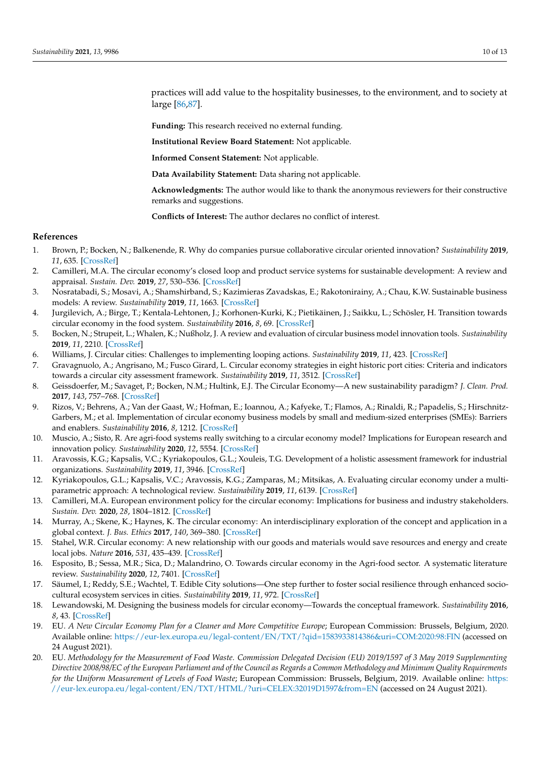practices will add value to the hospitality businesses, to the environment, and to society at large [86,87].

**Funding:** This research received no external funding.

**Institutional Review Board Statement:** Not applicable.

**Informed Consent Statement:** Not applicable.

**Data Availability Statement:** Data sharing not applicable.

**Acknowledgments:** The author would like to thank the anonymous reviewers for their constructive remarks and suggestions.

**Conflicts of Interest:** The author declares no conflict of interest.

## References

1. Brown, P.; Bocken, N.; Balkenende, R. Why do companies pursue collaborative circular oriented innovation? *Sustainability* **2019**, *11*, 635. [CrossRef]
2. Camilleri, M.A. The circular economy's closed loop and product service systems for sustainable development: A review and appraisal. *Sustain. Dev.* **2019**, *27*, 530–536. [CrossRef]
3. Nosratabadi, S.; Mosavi, A.; Shamshirband, S.; Kazimieras Zavadskas, E.; Rakotonirainy, A.; Chau, K.W. Sustainable business models: A review. *Sustainability* **2019**, *11*, 1663. [CrossRef]
4. Jurgilevich, A.; Birge, T.; Kentala-Lehtonen, J.; Korhonen-Kurki, K.; Pietikäinen, J.; Saikku, L.; Schösler, H. Transition towards circular economy in the food system. *Sustainability* **2016**, *8*, 69. [CrossRef]
5. Bocken, N.; Strupeit, L.; Whalen, K.; Nußholz, J. A review and evaluation of circular business model innovation tools. *Sustainability* **2019**, *11*, 2210. [CrossRef]
6. Williams, J. Circular cities: Challenges to implementing looping actions. *Sustainability* **2019**, *11*, 423. [CrossRef]
7. Gravagnuolo, A.; Angrisano, M.; Fusco Girard, L. Circular economy strategies in eight historic port cities: Criteria and indicators towards a circular city assessment framework. *Sustainability* **2019**, *11*, 3512. [CrossRef]
8. Geissdoerfer, M.; Savaget, P.; Bocken, N.M.; Hultink, E.J. The Circular Economy—A new sustainability paradigm? *J. Clean. Prod.* **2017**, *143*, 757–768. [CrossRef]
9. Rizos, V.; Behrens, A.; Van der Gaast, W.; Hofman, E.; Ioannou, A.; Kafyeke, T.; Flamos, A.; Rinaldi, R.; Papadelis, S.; Hirschnitz-Garbers, M.; et al. Implementation of circular economy business models by small and medium-sized enterprises (SMEs): Barriers and enablers. *Sustainability* **2016**, *8*, 1212. [CrossRef]
10. Muscio, A.; Sisto, R. Are agri-food systems really switching to a circular economy model? Implications for European research and innovation policy. *Sustainability* **2020**, *12*, 5554. [CrossRef]
11. Aravossis, K.G.; Kapsalis, V.C.; Kyriakopoulos, G.L.; Xouleis, T.G. Development of a holistic assessment framework for industrial organizations. *Sustainability* **2019**, *11*, 3946. [CrossRef]
12. Kyriakopoulos, G.L.; Kapsalis, V.C.; Aravossis, K.G.; Zamparas, M.; Mitsikas, A. Evaluating circular economy under a multi-parametric approach: A technological review. *Sustainability* **2019**, *11*, 6139. [CrossRef]
13. Camilleri, M.A. European environment policy for the circular economy: Implications for business and industry stakeholders. *Sustain. Dev.* **2020**, *28*, 1804–1812. [CrossRef]
14. Murray, A.; Skene, K.; Haynes, K. The circular economy: An interdisciplinary exploration of the concept and application in a global context. *J. Bus. Ethics* **2017**, *140*, 369–380. [CrossRef]
15. Stahel, W.R. Circular economy: A new relationship with our goods and materials would save resources and energy and create local jobs. *Nature* **2016**, *531*, 435–439. [CrossRef]
16. Esposito, B.; Sessa, M.R.; Sica, D.; Malandrino, O. Towards circular economy in the Agri-food sector. A systematic literature review. *Sustainability* **2020**, *12*, 7401. [CrossRef]
17. Säumel, I.; Reddy, S.E.; Wachtel, T. Edible City solutions—One step further to foster social resilience through enhanced socio-cultural ecosystem services in cities. *Sustainability* **2019**, *11*, 972. [CrossRef]
18. Lewandowski, M. Designing the business models for circular economy—Towards the conceptual framework. *Sustainability* **2016**, *8*, 43. [CrossRef]
19. EU. *A New Circular Economy Plan for a Cleaner and More Competitive Europe*; European Commission: Brussels, Belgium, 2020. Available online: https://eur-lex.europa.eu/legal-content/EN/TXT/?qid=1583933814386&uri=COM:2020:98:FIN (accessed on 24 August 2021).
20. EU. *Methodology for the Measurement of Food Waste. Commission Delegated Decision (EU) 2019/1597 of 3 May 2019 Supplementing Directive 2008/98/EC of the European Parliament and of the Council as Regards a Common Methodology and Minimum Quality Requirements for the Uniform Measurement of Levels of Food Waste*; European Commission: Brussels, Belgium, 2019. Available online: https://eur-lex.europa.eu/legal-content/EN/TXT/HTML/?uri=CELEX:32019D1597&from=EN (accessed on 24 August 2021).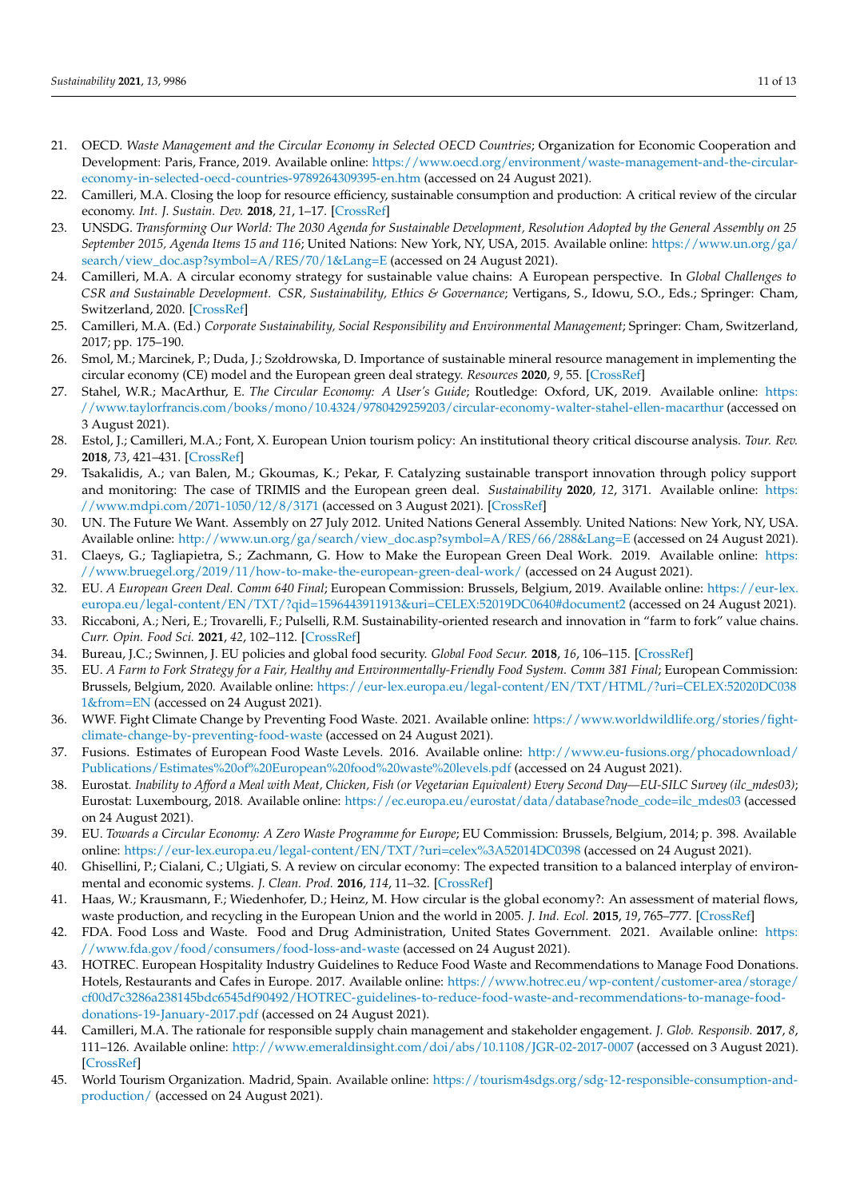21. OECD. *Waste Management and the Circular Economy in Selected OECD Countries*; Organization for Economic Cooperation and Development: Paris, France, 2019. Available online: https://www.oecd.org/environment/waste-management-and-the-circular-economy-in-selected-oecd-countries-9789264309395-en.htm (accessed on 24 August 2021).
22. Camilleri, M.A. Closing the loop for resource efficiency, sustainable consumption and production: A critical review of the circular economy. *Int. J. Sustain. Dev.* **2018**, *21*, 1–17. [CrossRef]
23. UNSDG. *Transforming Our World: The 2030 Agenda for Sustainable Development, Resolution Adopted by the General Assembly on 25 September 2015, Agenda Items 15 and 116*; United Nations: New York, NY, USA, 2015. Available online: https://www.un.org/ga/search/view_doc.asp?symbol=A/RES/70/1&Lang=E (accessed on 24 August 2021).
24. Camilleri, M.A. A circular economy strategy for sustainable value chains: A European perspective. In *Global Challenges to CSR and Sustainable Development. CSR, Sustainability, Ethics & Governance*; Vertigans, S., Idowu, S.O., Eds.; Springer: Cham, Switzerland, 2020. [CrossRef]
25. Camilleri, M.A. (Ed.) *Corporate Sustainability, Social Responsibility and Environmental Management*; Springer: Cham, Switzerland, 2017; pp. 175–190.
26. Smol, M.; Marcinek, P.; Duda, J.; Szołdrowska, D. Importance of sustainable mineral resource management in implementing the circular economy (CE) model and the European green deal strategy. *Resources* **2020**, *9*, 55. [CrossRef]
27. Stahel, W.R.; MacArthur, E. *The Circular Economy: A User's Guide*; Routledge: Oxford, UK, 2019. Available online: https://www.taylorfrancis.com/books/mono/10.4324/9780429259203/circular-economy-walter-stahel-ellen-macarthur (accessed on 3 August 2021).
28. Estol, J.; Camilleri, M.A.; Font, X. European Union tourism policy: An institutional theory critical discourse analysis. *Tour. Rev.* **2018**, *73*, 421–431. [CrossRef]
29. Tsakalidis, A.; van Balen, M.; Gkoumas, K.; Pekar, F. Catalyzing sustainable transport innovation through policy support and monitoring: The case of TRIMIS and the European green deal. *Sustainability* **2020**, *12*, 3171. Available online: https://www.mdpi.com/2071-1050/12/8/3171 (accessed on 3 August 2021). [CrossRef]
30. UN. The Future We Want. Assembly on 27 July 2012. United Nations General Assembly. United Nations: New York, NY, USA. Available online: http://www.un.org/ga/search/view_doc.asp?symbol=A/RES/66/288&Lang=E (accessed on 24 August 2021).
31. Claeys, G.; Tagliapietra, S.; Zachmann, G. How to Make the European Green Deal Work. 2019. Available online: https://www.bruegel.org/2019/11/how-to-make-the-european-green-deal-work/ (accessed on 24 August 2021).
32. EU. *A European Green Deal. Comm 640 Final*; European Commission: Brussels, Belgium, 2019. Available online: https://eur-lex.europa.eu/legal-content/EN/TXT/?qid=1596443911913&uri=CELEX:52019DC0640#document2 (accessed on 24 August 2021).
33. Riccaboni, A.; Neri, E.; Trovarelli, F.; Pulselli, R.M. Sustainability-oriented research and innovation in "farm to fork" value chains. *Curr. Opin. Food Sci.* **2021**, *42*, 102–112. [CrossRef]
34. Bureau, J.C.; Swinnen, J. EU policies and global food security. *Global Food Secur.* **2018**, *16*, 106–115. [CrossRef]
35. EU. *A Farm to Fork Strategy for a Fair, Healthy and Environmentally-Friendly Food System. Comm 381 Final*; European Commission: Brussels, Belgium, 2020. Available online: https://eur-lex.europa.eu/legal-content/EN/TXT/HTML/?uri=CELEX:52020DC0381&from=EN (accessed on 24 August 2021).
36. WWF. Fight Climate Change by Preventing Food Waste. 2021. Available online: https://www.worldwildlife.org/stories/fight-climate-change-by-preventing-food-waste (accessed on 24 August 2021).
37. Fusions. Estimates of European Food Waste Levels. 2016. Available online: http://www.eu-fusions.org/phocadownload/Publications/Estimates%20of%20European%20food%20waste%20levels.pdf (accessed on 24 August 2021).
38. Eurostat. *Inability to Afford a Meal with Meat, Chicken, Fish (or Vegetarian Equivalent) Every Second Day—EU-SILC Survey (ilc_mdes03)*; Eurostat: Luxembourg, 2018. Available online: https://ec.europa.eu/eurostat/data/database?node_code=ilc_mdes03 (accessed on 24 August 2021).
39. EU. *Towards a Circular Economy: A Zero Waste Programme for Europe*; EU Commission: Brussels, Belgium, 2014; p. 398. Available online: https://eur-lex.europa.eu/legal-content/EN/TXT/?uri=celex%3A52014DC0398 (accessed on 24 August 2021).
40. Ghisellini, P.; Cialani, C.; Ulgiati, S. A review on circular economy: The expected transition to a balanced interplay of environmental and economic systems. *J. Clean. Prod.* **2016**, *114*, 11–32. [CrossRef]
41. Haas, W.; Krausmann, F.; Wiedenhofer, D.; Heinz, M. How circular is the global economy?: An assessment of material flows, waste production, and recycling in the European Union and the world in 2005. *J. Ind. Ecol.* **2015**, *19*, 765–777. [CrossRef]
42. FDA. Food Loss and Waste. Food and Drug Administration, United States Government. 2021. Available online: https://www.fda.gov/food/consumers/food-loss-and-waste (accessed on 24 August 2021).
43. HOTREC. European Hospitality Industry Guidelines to Reduce Food Waste and Recommendations to Manage Food Donations. Hotels, Restaurants and Cafes in Europe. 2017. Available online: https://www.hotrec.eu/wp-content/customer-area/storage/cf00d7c3286a238145bdc6545df90492/HOTREC-guidelines-to-reduce-food-waste-and-recommendations-to-manage-food-donations-19-January-2017.pdf (accessed on 24 August 2021).
44. Camilleri, M.A. The rationale for responsible supply chain management and stakeholder engagement. *J. Glob. Responsib.* **2017**, *8*, 111–126. Available online: http://www.emeraldinsight.com/doi/abs/10.1108/JGR-02-2017-0007 (accessed on 3 August 2021). [CrossRef]
45. World Tourism Organization. Madrid, Spain. Available online: https://tourism4sdgs.org/sdg-12-responsible-consumption-and-production/ (accessed on 24 August 2021).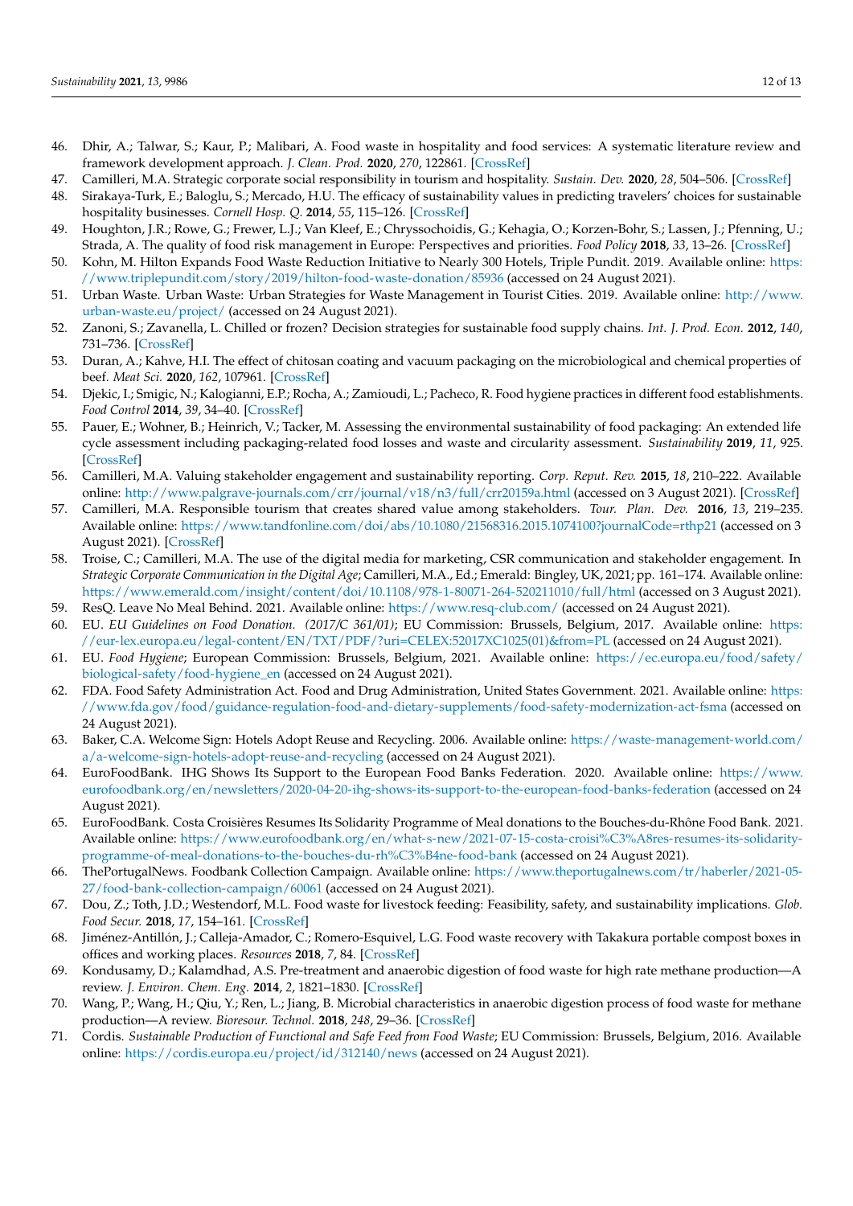46. Dhir, A.; Talwar, S.; Kaur, P.; Malibari, A. Food waste in hospitality and food services: A systematic literature review and framework development approach. *J. Clean. Prod.* **2020**, *270*, 122861. [CrossRef]
47. Camilleri, M.A. Strategic corporate social responsibility in tourism and hospitality. *Sustain. Dev.* **2020**, *28*, 504–506. [CrossRef]
48. Sirakaya-Turk, E.; Baloglu, S.; Mercado, H.U. The efficacy of sustainability values in predicting travelers' choices for sustainable hospitality businesses. *Cornell Hosp. Q.* **2014**, *55*, 115–126. [CrossRef]
49. Houghton, J.R.; Rowe, G.; Frewer, L.J.; Van Kleef, E.; Chryssochoidis, G.; Kehagia, O.; Korzen-Bohr, S.; Lassen, J.; Pfenning, U.; Strada, A. The quality of food risk management in Europe: Perspectives and priorities. *Food Policy* **2018**, *33*, 13–26. [CrossRef]
50. Kohn, M. Hilton Expands Food Waste Reduction Initiative to Nearly 300 Hotels, Triple Pundit. 2019. Available online: https://www.triplepundit.com/story/2019/hilton-food-waste-donation/85936 (accessed on 24 August 2021).
51. Urban Waste. Urban Waste: Urban Strategies for Waste Management in Tourist Cities. 2019. Available online: http://www.urban-waste.eu/project/ (accessed on 24 August 2021).
52. Zanoni, S.; Zavanella, L. Chilled or frozen? Decision strategies for sustainable food supply chains. *Int. J. Prod. Econ.* **2012**, *140*, 731–736. [CrossRef]
53. Duran, A.; Kahve, H.I. The effect of chitosan coating and vacuum packaging on the microbiological and chemical properties of beef. *Meat Sci.* **2020**, *162*, 107961. [CrossRef]
54. Djekic, I.; Smigic, N.; Kalogianni, E.P.; Rocha, A.; Zamioudi, L.; Pacheco, R. Food hygiene practices in different food establishments. *Food Control* **2014**, *39*, 34–40. [CrossRef]
55. Pauer, E.; Wohner, B.; Heinrich, V.; Tacker, M. Assessing the environmental sustainability of food packaging: An extended life cycle assessment including packaging-related food losses and waste and circularity assessment. *Sustainability* **2019**, *11*, 925. [CrossRef]
56. Camilleri, M.A. Valuing stakeholder engagement and sustainability reporting. *Corp. Reput. Rev.* **2015**, *18*, 210–222. Available online: http://www.palgrave-journals.com/crr/journal/v18/n3/full/crr20159a.html (accessed on 3 August 2021). [CrossRef]
57. Camilleri, M.A. Responsible tourism that creates shared value among stakeholders. *Tour. Plan. Dev.* **2016**, *13*, 219–235. Available online: https://www.tandfonline.com/doi/abs/10.1080/21568316.2015.1074100?journalCode=rthp21 (accessed on 3 August 2021). [CrossRef]
58. Troise, C.; Camilleri, M.A. The use of the digital media for marketing, CSR communication and stakeholder engagement. In *Strategic Corporate Communication in the Digital Age*; Camilleri, M.A., Ed.; Emerald: Bingley, UK, 2021; pp. 161–174. Available online: https://www.emerald.com/insight/content/doi/10.1108/978-1-80071-264-520211010/full/html (accessed on 3 August 2021).
59. ResQ. Leave No Meal Behind. 2021. Available online: https://www.resq-club.com/ (accessed on 24 August 2021).
60. EU. *EU Guidelines on Food Donation. (2017/C 361/01)*; EU Commission: Brussels, Belgium, 2017. Available online: https://eur-lex.europa.eu/legal-content/EN/TXT/PDF/?uri=CELEX:52017XC1025(01)&from=PL (accessed on 24 August 2021).
61. EU. *Food Hygiene*; European Commission: Brussels, Belgium, 2021. Available online: https://ec.europa.eu/food/safety/biological-safety/food-hygiene_en (accessed on 24 August 2021).
62. FDA. Food Safety Administration Act. Food and Drug Administration, United States Government. 2021. Available online: https://www.fda.gov/food/guidance-regulation-food-and-dietary-supplements/food-safety-modernization-act-fsma (accessed on 24 August 2021).
63. Baker, C.A. Welcome Sign: Hotels Adopt Reuse and Recycling. 2006. Available online: https://waste-management-world.com/a/a-welcome-sign-hotels-adopt-reuse-and-recycling (accessed on 24 August 2021).
64. EuroFoodBank. IHG Shows Its Support to the European Food Banks Federation. 2020. Available online: https://www.eurofoodbank.org/en/newsletters/2020-04-20-ihg-shows-its-support-to-the-european-food-banks-federation (accessed on 24 August 2021).
65. EuroFoodBank. Costa Croisières Resumes Its Solidarity Programme of Meal donations to the Bouches-du-Rhône Food Bank. 2021. Available online: https://www.eurofoodbank.org/en/what-s-new/2021-07-15-costa-croisi%C3%A8res-resumes-its-solidarity-programme-of-meal-donations-to-the-bouches-du-rh%C3%B4ne-food-bank (accessed on 24 August 2021).
66. ThePortugalNews. Foodbank Collection Campaign. Available online: https://www.theportugalnews.com/tr/haberler/2021-05-27/food-bank-collection-campaign/60061 (accessed on 24 August 2021).
67. Dou, Z.; Toth, J.D.; Westendorf, M.L. Food waste for livestock feeding: Feasibility, safety, and sustainability implications. *Glob. Food Secur.* **2018**, *17*, 154–161. [CrossRef]
68. Jiménez-Antillón, J.; Calleja-Amador, C.; Romero-Esquivel, L.G. Food waste recovery with Takakura portable compost boxes in offices and working places. *Resources* **2018**, *7*, 84. [CrossRef]
69. Kondusamy, D.; Kalamdhad, A.S. Pre-treatment and anaerobic digestion of food waste for high rate methane production—A review. *J. Environ. Chem. Eng.* **2014**, *2*, 1821–1830. [CrossRef]
70. Wang, P.; Wang, H.; Qiu, Y.; Ren, L.; Jiang, B. Microbial characteristics in anaerobic digestion process of food waste for methane production—A review. *Bioresour. Technol.* **2018**, *248*, 29–36. [CrossRef]
71. Cordis. *Sustainable Production of Functional and Safe Feed from Food Waste*; EU Commission: Brussels, Belgium, 2016. Available online: https://cordis.europa.eu/project/id/312140/news (accessed on 24 August 2021).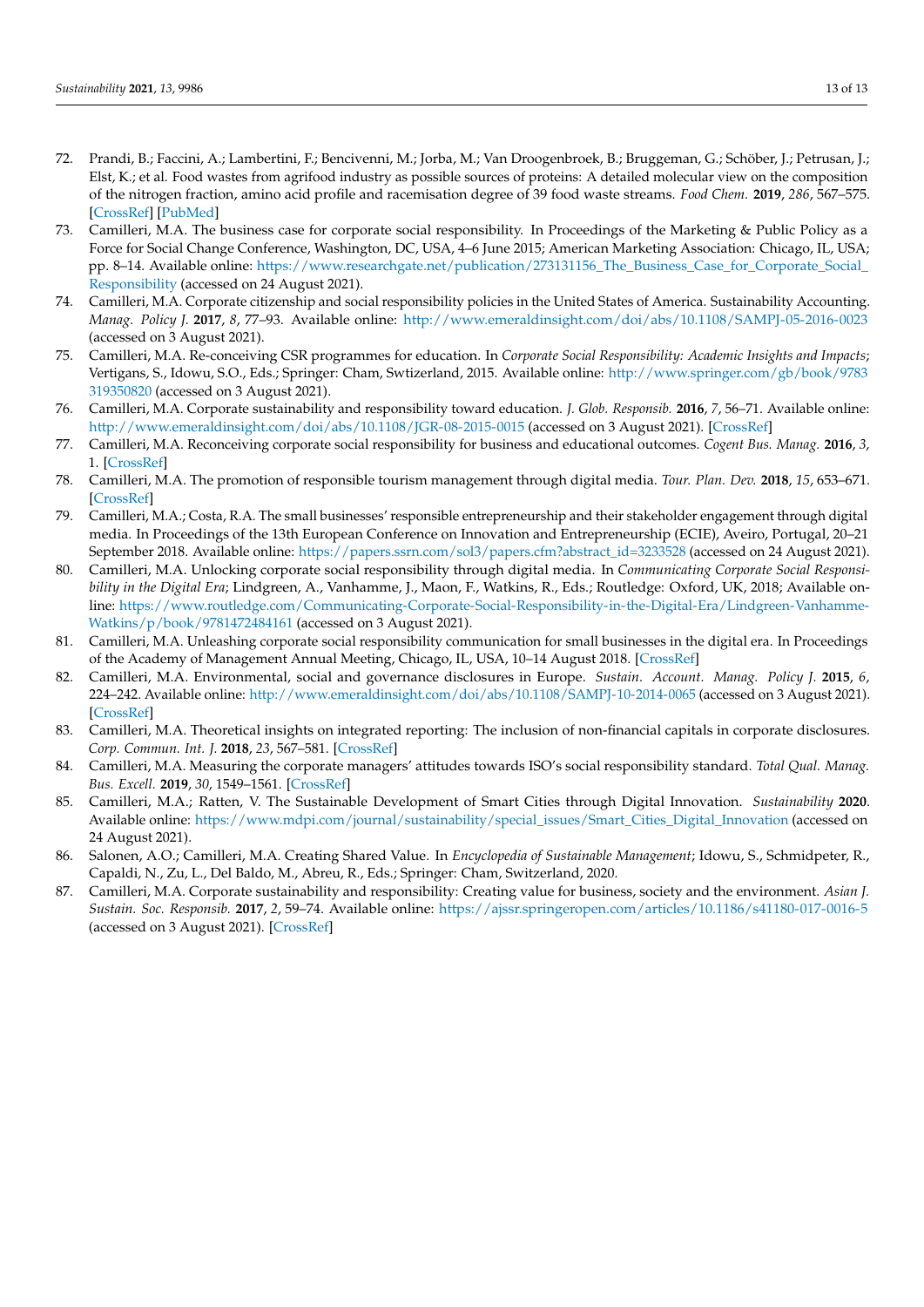72. Prandi, B.; Faccini, A.; Lambertini, F.; Bencivenni, M.; Jorba, M.; Van Droogenbroek, B.; Bruggeman, G.; Schöber, J.; Petrusan, J.; Elst, K.; et al. Food wastes from agrifood industry as possible sources of proteins: A detailed molecular view on the composition of the nitrogen fraction, amino acid profile and racemisation degree of 39 food waste streams. *Food Chem.* **2019**, *286*, 567–575. [CrossRef] [PubMed]
73. Camilleri, M.A. The business case for corporate social responsibility. In Proceedings of the Marketing & Public Policy as a Force for Social Change Conference, Washington, DC, USA, 4–6 June 2015; American Marketing Association: Chicago, IL, USA; pp. 8–14. Available online: https://www.researchgate.net/publication/273131156_The_Business_Case_for_Corporate_Social_Responsibility (accessed on 24 August 2021).
74. Camilleri, M.A. Corporate citizenship and social responsibility policies in the United States of America. Sustainability Accounting. *Manag. Policy J.* **2017**, *8*, 77–93. Available online: http://www.emeraldinsight.com/doi/abs/10.1108/SAMPJ-05-2016-0023 (accessed on 3 August 2021).
75. Camilleri, M.A. Re-conceiving CSR programmes for education. In *Corporate Social Responsibility: Academic Insights and Impacts*; Vertigans, S., Idowu, S.O., Eds.; Springer: Cham, Swtizerland, 2015. Available online: http://www.springer.com/gb/book/9783319350820 (accessed on 3 August 2021).
76. Camilleri, M.A. Corporate sustainability and responsibility toward education. *J. Glob. Responsib.* **2016**, *7*, 56–71. Available online: http://www.emeraldinsight.com/doi/abs/10.1108/JGR-08-2015-0015 (accessed on 3 August 2021). [CrossRef]
77. Camilleri, M.A. Reconceiving corporate social responsibility for business and educational outcomes. *Cogent Bus. Manag.* **2016**, *3*, 1. [CrossRef]
78. Camilleri, M.A. The promotion of responsible tourism management through digital media. *Tour. Plan. Dev.* **2018**, *15*, 653–671. [CrossRef]
79. Camilleri, M.A.; Costa, R.A. The small businesses' responsible entrepreneurship and their stakeholder engagement through digital media. In Proceedings of the 13th European Conference on Innovation and Entrepreneurship (ECIE), Aveiro, Portugal, 20–21 September 2018. Available online: https://papers.ssrn.com/sol3/papers.cfm?abstract_id=3233528 (accessed on 24 August 2021).
80. Camilleri, M.A. Unlocking corporate social responsibility through digital media. In *Communicating Corporate Social Responsibility in the Digital Era*; Lindgreen, A., Vanhamme, J., Maon, F., Watkins, R., Eds.; Routledge: Oxford, UK, 2018; Available online: https://www.routledge.com/Communicating-Corporate-Social-Responsibility-in-the-Digital-Era/Lindgreen-Vanhamme-Watkins/p/book/9781472484161 (accessed on 3 August 2021).
81. Camilleri, M.A. Unleashing corporate social responsibility communication for small businesses in the digital era. In Proceedings of the Academy of Management Annual Meeting, Chicago, IL, USA, 10–14 August 2018. [CrossRef]
82. Camilleri, M.A. Environmental, social and governance disclosures in Europe. *Sustain. Account. Manag. Policy J.* **2015**, *6*, 224–242. Available online: http://www.emeraldinsight.com/doi/abs/10.1108/SAMPJ-10-2014-0065 (accessed on 3 August 2021). [CrossRef]
83. Camilleri, M.A. Theoretical insights on integrated reporting: The inclusion of non-financial capitals in corporate disclosures. *Corp. Commun. Int. J.* **2018**, *23*, 567–581. [CrossRef]
84. Camilleri, M.A. Measuring the corporate managers' attitudes towards ISO's social responsibility standard. *Total Qual. Manag. Bus. Excell.* **2019**, *30*, 1549–1561. [CrossRef]
85. Camilleri, M.A.; Ratten, V. The Sustainable Development of Smart Cities through Digital Innovation. *Sustainability* **2020**. Available online: https://www.mdpi.com/journal/sustainability/special_issues/Smart_Cities_Digital_Innovation (accessed on 24 August 2021).
86. Salonen, A.O.; Camilleri, M.A. Creating Shared Value. In *Encyclopedia of Sustainable Management*; Idowu, S., Schmidpeter, R., Capaldi, N., Zu, L., Del Baldo, M., Abreu, R., Eds.; Springer: Cham, Switzerland, 2020.
87. Camilleri, M.A. Corporate sustainability and responsibility: Creating value for business, society and the environment. *Asian J. Sustain. Soc. Responsib.* **2017**, *2*, 59–74. Available online: https://ajssr.springeropen.com/articles/10.1186/s41180-017-0016-5 (accessed on 3 August 2021). [CrossRef]